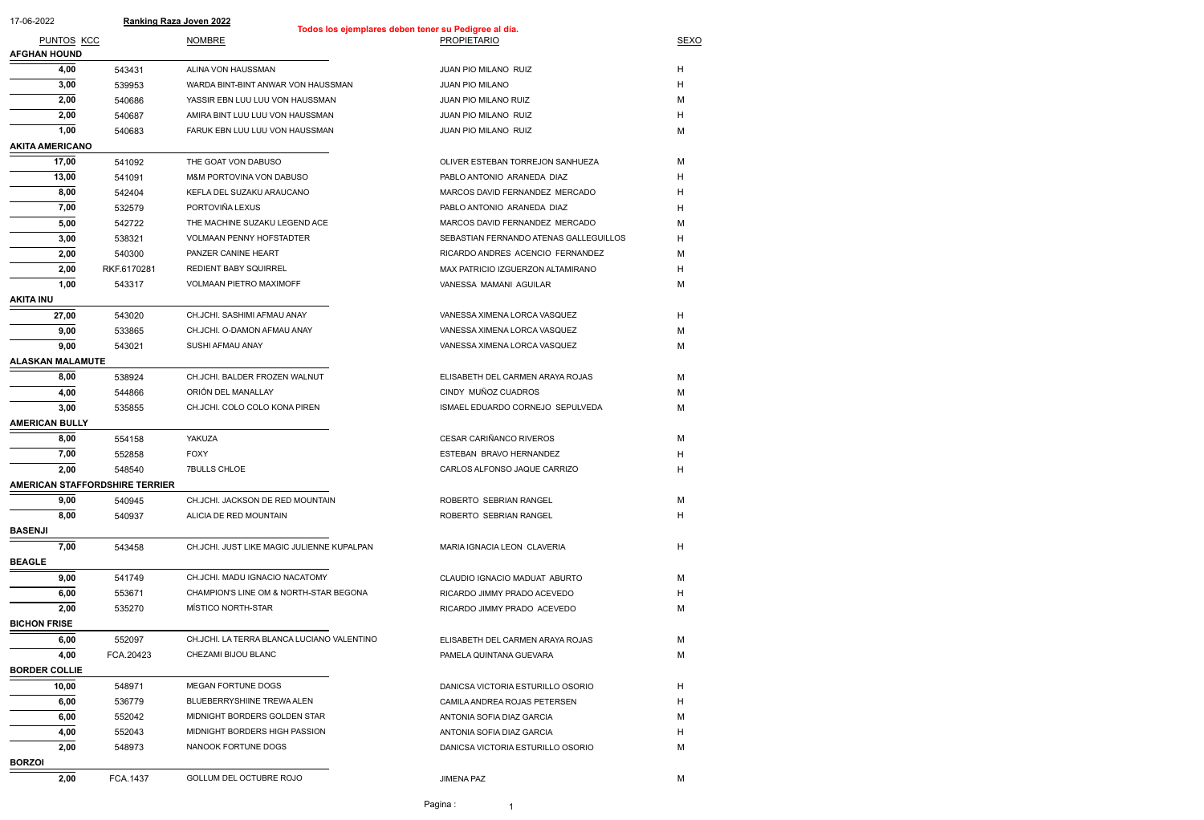17-06-2022 **Ranking Raza Joven 2022**

**Todos los ejemplares deben tener su Pedigree al día.**

| PUNTOS | KCC | NOMBRE | PROPIETARIO | SEXO |
|---|---|---|---|---|
| **AFGHAN HOUND** | | | | |
| **4,00** | 543431 | ALINA VON HAUSSMAN | JUAN PIO MILANO RUIZ | H |
| **3,00** | 539953 | WARDA BINT-BINT ANWAR VON HAUSSMAN | JUAN PIO MILANO | H |
| **2,00** | 540686 | YASSIR EBN LUU LUU VON HAUSSMAN | JUAN PIO MILANO RUIZ | M |
| **2,00** | 540687 | AMIRA BINT LUU LUU VON HAUSSMAN | JUAN PIO MILANO RUIZ | H |
| **1,00** | 540683 | FARUK EBN LUU LUU VON HAUSSMAN | JUAN PIO MILANO RUIZ | M |
| **AKITA AMERICANO** | | | | |
| **17,00** | 541092 | THE GOAT VON DABUSO | OLIVER ESTEBAN TORREJON SANHUEZA | M |
| **13,00** | 541091 | M&M PORTOVINA VON DABUSO | PABLO ANTONIO ARANEDA DIAZ | H |
| **8,00** | 542404 | KEFLA DEL SUZAKU ARAUCANO | MARCOS DAVID FERNANDEZ MERCADO | H |
| **7,00** | 532579 | PORTOVIÑA LEXUS | PABLO ANTONIO ARANEDA DIAZ | H |
| **5,00** | 542722 | THE MACHINE SUZAKU LEGEND ACE | MARCOS DAVID FERNANDEZ MERCADO | M |
| **3,00** | 538321 | VOLMAAN PENNY HOFSTADTER | SEBASTIAN FERNANDO ATENAS GALLEGUILLOS | H |
| **2,00** | 540300 | PANZER CANINE HEART | RICARDO ANDRES ACENCIO FERNANDEZ | M |
| **2,00** | RKF.6170281 | REDIENT BABY SQUIRREL | MAX PATRICIO IZGUERZON ALTAMIRANO | H |
| **1,00** | 543317 | VOLMAAN PIETRO MAXIMOFF | VANESSA MAMANI AGUILAR | M |
| **AKITA INU** | | | | |
| **27,00** | 543020 | CH.JCHI. SASHIMI AFMAU ANAY | VANESSA XIMENA LORCA VASQUEZ | H |
| **9,00** | 533865 | CH.JCHI. O-DAMON AFMAU ANAY | VANESSA XIMENA LORCA VASQUEZ | M |
| **9,00** | 543021 | SUSHI AFMAU ANAY | VANESSA XIMENA LORCA VASQUEZ | M |
| **ALASKAN MALAMUTE** | | | | |
| **8,00** | 538924 | CH.JCHI. BALDER FROZEN WALNUT | ELISABETH DEL CARMEN ARAYA ROJAS | M |
| **4,00** | 544866 | ORIÓN DEL MANALLAY | CINDY MUÑOZ CUADROS | M |
| **3,00** | 535855 | CH.JCHI. COLO COLO KONA PIREN | ISMAEL EDUARDO CORNEJO SEPULVEDA | M |
| **AMERICAN BULLY** | | | | |
| **8,00** | 554158 | YAKUZA | CESAR CARIÑANCO RIVEROS | M |
| **7,00** | 552858 | FOXY | ESTEBAN BRAVO HERNANDEZ | H |
| **2,00** | 548540 | 7BULLS CHLOE | CARLOS ALFONSO JAQUE CARRIZO | H |
| **AMERICAN STAFFORDSHIRE TERRIER** | | | | |
| **9,00** | 540945 | CH.JCHI. JACKSON DE RED MOUNTAIN | ROBERTO SEBRIAN RANGEL | M |
| **8,00** | 540937 | ALICIA DE RED MOUNTAIN | ROBERTO SEBRIAN RANGEL | H |
| **BASENJI** | | | | |
| **7,00** | 543458 | CH.JCHI. JUST LIKE MAGIC JULIENNE KUPALPAN | MARIA IGNACIA LEON CLAVERIA | H |
| **BEAGLE** | | | | |
| **9,00** | 541749 | CH.JCHI. MADU IGNACIO NACATOMY | CLAUDIO IGNACIO MADUAT ABURTO | M |
| **6,00** | 553671 | CHAMPION'S LINE OM & NORTH-STAR BEGONA | RICARDO JIMMY PRADO ACEVEDO | H |
| **2,00** | 535270 | MÍSTICO NORTH-STAR | RICARDO JIMMY PRADO ACEVEDO | M |
| **BICHON FRISE** | | | | |
| **6,00** | 552097 | CH.JCHI. LA TERRA BLANCA LUCIANO VALENTINO | ELISABETH DEL CARMEN ARAYA ROJAS | M |
| **4,00** | FCA.20423 | CHEZAMI BIJOU BLANC | PAMELA QUINTANA GUEVARA | M |
| **BORDER COLLIE** | | | | |
| **10,00** | 548971 | MEGAN FORTUNE DOGS | DANICSA VICTORIA ESTURILLO OSORIO | H |
| **6,00** | 536779 | BLUEBERRYSHIINE TREWA ALEN | CAMILA ANDREA ROJAS PETERSEN | H |
| **6,00** | 552042 | MIDNIGHT BORDERS GOLDEN STAR | ANTONIA SOFIA DIAZ GARCIA | M |
| **4,00** | 552043 | MIDNIGHT BORDERS HIGH PASSION | ANTONIA SOFIA DIAZ GARCIA | H |
| **2,00** | 548973 | NANOOK FORTUNE DOGS | DANICSA VICTORIA ESTURILLO OSORIO | M |
| **BORZOI** | | | | |
| **2,00** | FCA.1437 | GOLLUM DEL OCTUBRE ROJO | JIMENA PAZ | M |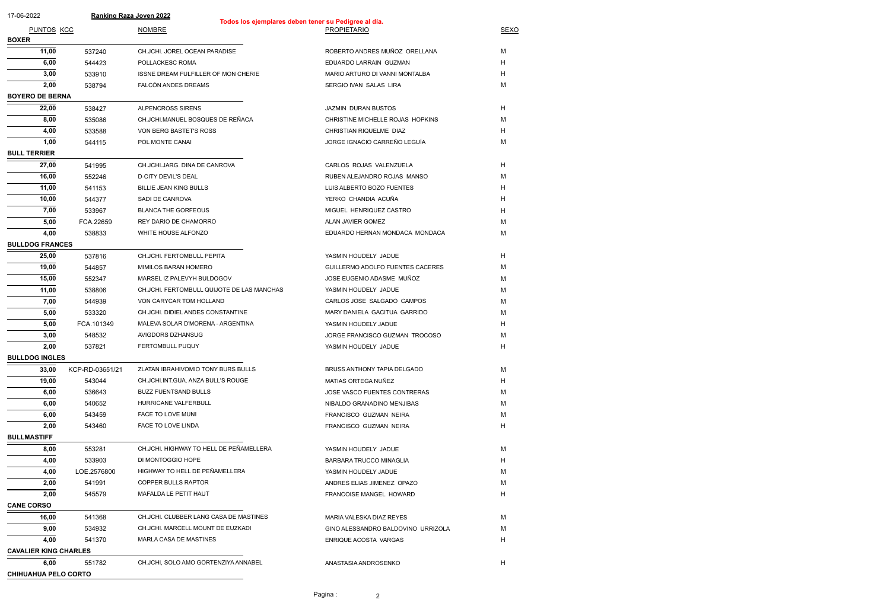17-06-2022 **Ranking Raza Joven 2022**

**Todos los ejemplares deben tener su Pedigree al día.**

| PUNTOS | KCC | NOMBRE | PROPIETARIO | SEXO |
|---|---|---|---|---|
| **BOXER** | | | | |
| 11,00 | 537240 | CH.JCHI. JOREL OCEAN PARADISE | ROBERTO ANDRES MUÑOZ ORELLANA | M |
| 6,00 | 544423 | POLLACKESC ROMA | EDUARDO LARRAIN GUZMAN | H |
| 3,00 | 533910 | ISSNE DREAM FULFILLER OF MON CHERIE | MARIO ARTURO DI VANNI MONTALBA | H |
| 2,00 | 538794 | FALCÓN ANDES DREAMS | SERGIO IVAN SALAS LIRA | M |
| **BOYERO DE BERNA** | | | | |
| 22,00 | 538427 | ALPENCROSS SIRENS | JAZMIN DURAN BUSTOS | H |
| 8,00 | 535086 | CH.JCHI.MANUEL BOSQUES DE REÑACA | CHRISTINE MICHELLE ROJAS HOPKINS | M |
| 4,00 | 533588 | VON BERG BASTET'S ROSS | CHRISTIAN RIQUELME DIAZ | H |
| 1,00 | 544115 | POL MONTE CANAI | JORGE IGNACIO CARREÑO LEGUÍA | M |
| **BULL TERRIER** | | | | |
| 27,00 | 541995 | CH.JCHI.JARG. DINA DE CANROVA | CARLOS ROJAS VALENZUELA | H |
| 16,00 | 552246 | D-CITY DEVIL'S DEAL | RUBEN ALEJANDRO ROJAS MANSO | M |
| 11,00 | 541153 | BILLIE JEAN KING BULLS | LUIS ALBERTO BOZO FUENTES | H |
| 10,00 | 544377 | SADI DE CANROVA | YERKO CHANDIA ACUÑA | H |
| 7,00 | 533967 | BLANCA THE GORFEOUS | MIGUEL HENRIQUEZ CASTRO | H |
| 5,00 | FCA.22659 | REY DARIO DE CHAMORRO | ALAN JAVIER GOMEZ | M |
| 4,00 | 538833 | WHITE HOUSE ALFONZO | EDUARDO HERNAN MONDACA MONDACA | M |
| **BULLDOG FRANCES** | | | | |
| 25,00 | 537816 | CH.JCHI. FERTOMBULL PEPITA | YASMIN HOUDELY JADUE | H |
| 19,00 | 544857 | MIMILOS BARAN HOMERO | GUILLERMO ADOLFO FUENTES CACERES | M |
| 15,00 | 552347 | MARSEL IZ PALEVYH BULDOGOV | JOSE EUGENIO ADASME MUÑOZ | M |
| 11,00 | 538806 | CH.JCHI. FERTOMBULL QUIJOTE DE LAS MANCHAS | YASMIN HOUDELY JADUE | M |
| 7,00 | 544939 | VON CARYCAR TOM HOLLAND | CARLOS JOSE SALGADO CAMPOS | M |
| 5,00 | 533320 | CH.JCHI. DIDIEL ANDES CONSTANTINE | MARY DANIELA GACITUA GARRIDO | M |
| 5,00 | FCA.101349 | MALEVA SOLAR D'MORENA - ARGENTINA | YASMIN HOUDELY JADUE | H |
| 3,00 | 548532 | AVIGDORS DZHANSUG | JORGE FRANCISCO GUZMAN TROCOSO | M |
| 2,00 | 537821 | FERTOMBULL PUQUY | YASMIN HOUDELY JADUE | H |
| **BULLDOG INGLES** | | | | |
| 33,00 | KCP-RD-03651/21 | ZLATAN IBRAHIVOMIO TONY BURS BULLS | BRUSS ANTHONY TAPIA DELGADO | M |
| 19,00 | 543044 | CH.JCHI.INT.GUA. ANZA BULL'S ROUGE | MATIAS ORTEGA NUÑEZ | H |
| 6,00 | 536643 | BUZZ FUENTSAND BULLS | JOSE VASCO FUENTES CONTRERAS | M |
| 6,00 | 540652 | HURRICANE VALFERBULL | NIBALDO GRANADINO MENJIBAS | M |
| 6,00 | 543459 | FACE TO LOVE MUNI | FRANCISCO GUZMAN NEIRA | M |
| 2,00 | 543460 | FACE TO LOVE LINDA | FRANCISCO GUZMAN NEIRA | H |
| **BULLMASTIFF** | | | | |
| 8,00 | 553281 | CH.JCHI. HIGHWAY TO HELL DE PEÑAMELLERA | YASMIN HOUDELY JADUE | M |
| 4,00 | 533903 | DI MONTOGGIO HOPE | BARBARA TRUCCO MINAGLIA | H |
| 4,00 | LOE.2576800 | HIGHWAY TO HELL DE PEÑAMELLERA | YASMIN HOUDELY JADUE | M |
| 2,00 | 541991 | COPPER BULLS RAPTOR | ANDRES ELIAS JIMENEZ OPAZO | M |
| 2,00 | 545579 | MAFALDA LE PETIT HAUT | FRANCOISE MANGEL HOWARD | H |
| **CANE CORSO** | | | | |
| 16,00 | 541368 | CH.JCHI. CLUBBER LANG CASA DE MASTINES | MARIA VALESKA DIAZ REYES | M |
| 9,00 | 534932 | CH.JCHI. MARCELL MOUNT DE EUZKADI | GINO ALESSANDRO BALDOVINO URRIZOLA | M |
| 4,00 | 541370 | MARLA CASA DE MASTINES | ENRIQUE ACOSTA VARGAS | H |
| **CAVALIER KING CHARLES** | | | | |
| 6,00 | 551782 | CH.JCHI, SOLO AMO GORTENZIYA ANNABEL | ANASTASIA ANDROSENKO | H |
| **CHIHUAHUA PELO CORTO** | | | | |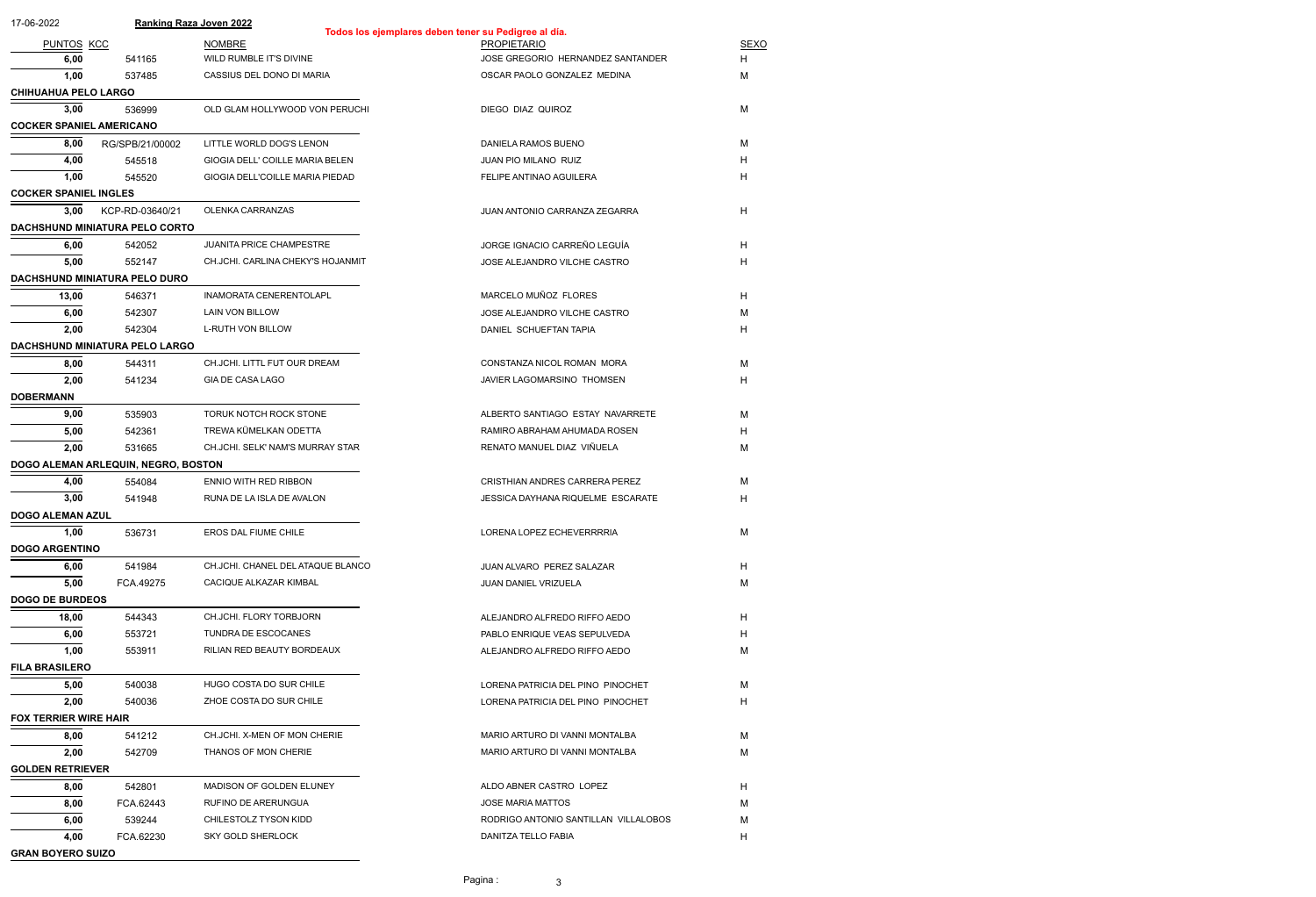17-06-2022 **Ranking Raza Joven 2022**

**Todos los ejemplares deben tener su Pedigree al día.**

| PUNTOS | KCC | NOMBRE | PROPIETARIO | SEXO |
|---|---|---|---|---|
| 6,00 | 541165 | WILD RUMBLE IT'S DIVINE | JOSE GREGORIO HERNANDEZ SANTANDER | H |
| 1,00 | 537485 | CASSIUS DEL DONO DI MARIA | OSCAR PAOLO GONZALEZ MEDINA | M |
| **CHIHUAHUA PELO LARGO** | | | | |
| 3,00 | 536999 | OLD GLAM HOLLYWOOD VON PERUCHI | DIEGO DIAZ QUIROZ | M |
| **COCKER SPANIEL AMERICANO** | | | | |
| 8,00 | RG/SPB/21/00002 | LITTLE WORLD DOG'S LENON | DANIELA RAMOS BUENO | M |
| 4,00 | 545518 | GIOGIA DELL' COILLE MARIA BELEN | JUAN PIO MILANO RUIZ | H |
| 1,00 | 545520 | GIOGIA DELL'COILLE MARIA PIEDAD | FELIPE ANTINAO AGUILERA | H |
| **COCKER SPANIEL INGLES** | | | | |
| 3,00 | KCP-RD-03640/21 | OLENKA CARRANZAS | JUAN ANTONIO CARRANZA ZEGARRA | H |
| **DACHSHUND MINIATURA PELO CORTO** | | | | |
| 6,00 | 542052 | JUANITA PRICE CHAMPESTRE | JORGE IGNACIO CARREÑO LEGUÍA | H |
| 5,00 | 552147 | CH.JCHI. CARLINA CHEKY'S HOJANMIT | JOSE ALEJANDRO VILCHE CASTRO | H |
| **DACHSHUND MINIATURA PELO DURO** | | | | |
| 13,00 | 546371 | INAMORATA CENERENTOLAPL | MARCELO MUÑOZ FLORES | H |
| 6,00 | 542307 | LAIN VON BILLOW | JOSE ALEJANDRO VILCHE CASTRO | M |
| 2,00 | 542304 | L-RUTH VON BILLOW | DANIEL SCHUEFTAN TAPIA | H |
| **DACHSHUND MINIATURA PELO LARGO** | | | | |
| 8,00 | 544311 | CH.JCHI. LITTL FUT OUR DREAM | CONSTANZA NICOL ROMAN MORA | M |
| 2,00 | 541234 | GIA DE CASA LAGO | JAVIER LAGOMARSINO THOMSEN | H |
| **DOBERMANN** | | | | |
| 9,00 | 535903 | TORUK NOTCH ROCK STONE | ALBERTO SANTIAGO ESTAY NAVARRETE | M |
| 5,00 | 542361 | TREWA KÜMELKAN ODETTA | RAMIRO ABRAHAM AHUMADA ROSEN | H |
| 2,00 | 531665 | CH.JCHI. SELK' NAM'S MURRAY STAR | RENATO MANUEL DIAZ VIÑUELA | M |
| **DOGO ALEMAN ARLEQUIN, NEGRO, BOSTON** | | | | |
| 4,00 | 554084 | ENNIO WITH RED RIBBON | CRISTHIAN ANDRES CARRERA PEREZ | M |
| 3,00 | 541948 | RUNA DE LA ISLA DE AVALON | JESSICA DAYHANA RIQUELME ESCARATE | H |
| **DOGO ALEMAN AZUL** | | | | |
| 1,00 | 536731 | EROS DAL FIUME CHILE | LORENA LOPEZ ECHEVERRRRIA | M |
| **DOGO ARGENTINO** | | | | |
| 6,00 | 541984 | CH.JCHI. CHANEL DEL ATAQUE BLANCO | JUAN ALVARO PEREZ SALAZAR | H |
| 5,00 | FCA.49275 | CACIQUE ALKAZAR KIMBAL | JUAN DANIEL VRIZUELA | M |
| **DOGO DE BURDEOS** | | | | |
| 18,00 | 544343 | CH.JCHI. FLORY TORBJORN | ALEJANDRO ALFREDO RIFFO AEDO | H |
| 6,00 | 553721 | TUNDRA DE ESCOCANES | PABLO ENRIQUE VEAS SEPULVEDA | H |
| 1,00 | 553911 | RILIAN RED BEAUTY BORDEAUX | ALEJANDRO ALFREDO RIFFO AEDO | M |
| **FILA BRASILERO** | | | | |
| 5,00 | 540038 | HUGO COSTA DO SUR CHILE | LORENA PATRICIA DEL PINO PINOCHET | M |
| 2,00 | 540036 | ZHOE COSTA DO SUR CHILE | LORENA PATRICIA DEL PINO PINOCHET | H |
| **FOX TERRIER WIRE HAIR** | | | | |
| 8,00 | 541212 | CH.JCHI. X-MEN OF MON CHERIE | MARIO ARTURO DI VANNI MONTALBA | M |
| 2,00 | 542709 | THANOS OF MON CHERIE | MARIO ARTURO DI VANNI MONTALBA | M |
| **GOLDEN RETRIEVER** | | | | |
| 8,00 | 542801 | MADISON OF GOLDEN ELUNEY | ALDO ABNER CASTRO LOPEZ | H |
| 8,00 | FCA.62443 | RUFINO DE ARERUNGUA | JOSE MARIA MATTOS | M |
| 6,00 | 539244 | CHILESTOLZ TYSON KIDD | RODRIGO ANTONIO SANTILLAN VILLALOBOS | M |
| 4,00 | FCA.62230 | SKY GOLD SHERLOCK | DANITZA TELLO FABIA | H |
| **GRAN BOYERO SUIZO** | | | | |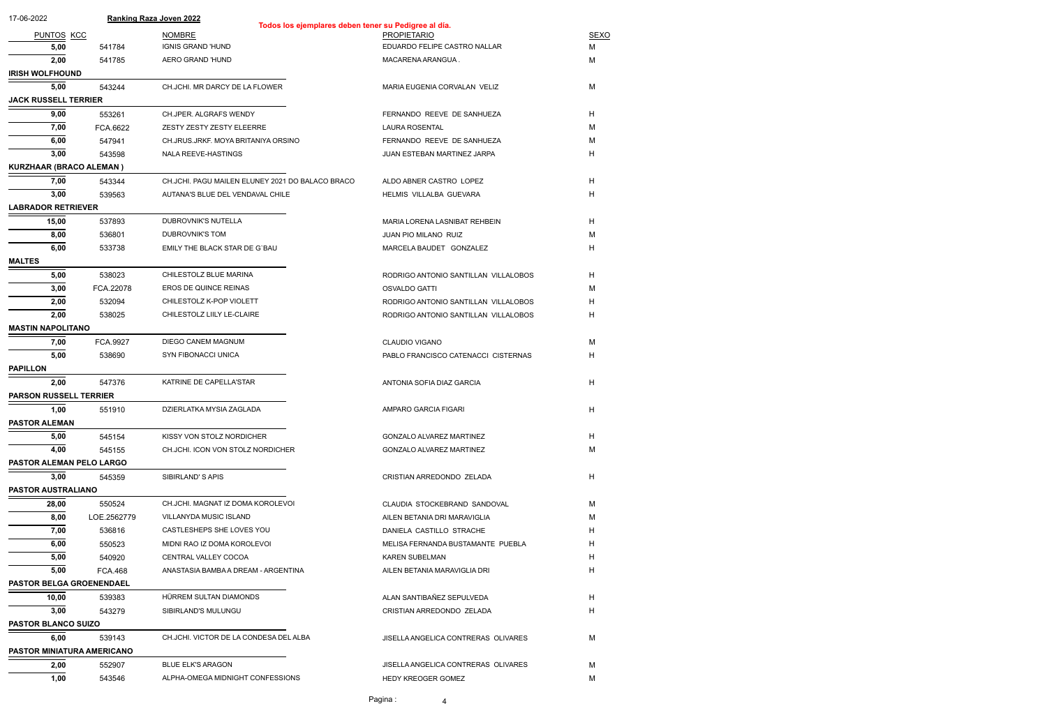17-06-2022 **Ranking Raza Joven 2022**

**Todos los ejemplares deben tener su Pedigree al día.**

| PUNTOS | KCC | NOMBRE | PROPIETARIO | SEXO |
|---|---|---|---|---|
| 5,00 | 541784 | IGNIS GRAND 'HUND | EDUARDO FELIPE CASTRO NALLAR | M |
| 2,00 | 541785 | AERO GRAND 'HUND | MACARENA ARANGUA . | M |
| **IRISH WOLFHOUND** | | | | |
| 5,00 | 543244 | CH.JCHI. MR DARCY DE LA FLOWER | MARIA EUGENIA CORVALAN VELIZ | M |
| **JACK RUSSELL TERRIER** | | | | |
| 9,00 | 553261 | CH.JPER. ALGRAFS WENDY | FERNANDO REEVE DE SANHUEZA | H |
| 7,00 | FCA.6622 | ZESTY ZESTY ZESTY ELEERRE | LAURA ROSENTAL | M |
| 6,00 | 547941 | CH.JRUS.JRKF. MOYA BRITANIYA ORSINO | FERNANDO REEVE DE SANHUEZA | M |
| 3,00 | 543598 | NALA REEVE-HASTINGS | JUAN ESTEBAN MARTINEZ JARPA | H |
| **KURZHAAR (BRACO ALEMAN )** | | | | |
| 7,00 | 543344 | CH.JCHI. PAGU MAILEN ELUNEY 2021 DO BALACO BRACO | ALDO ABNER CASTRO LOPEZ | H |
| 3,00 | 539563 | AUTANA'S BLUE DEL VENDAVAL CHILE | HELMIS VILLALBA GUEVARA | H |
| **LABRADOR RETRIEVER** | | | | |
| 15,00 | 537893 | DUBROVNIK'S NUTELLA | MARIA LORENA LASNIBAT REHBEIN | H |
| 8,00 | 536801 | DUBROVNIK'S TOM | JUAN PIO MILANO RUIZ | M |
| 6,00 | 533738 | EMILY THE BLACK STAR DE G`BAU | MARCELA BAUDET GONZALEZ | H |
| **MALTES** | | | | |
| 5,00 | 538023 | CHILESTOLZ BLUE MARINA | RODRIGO ANTONIO SANTILLAN VILLALOBOS | H |
| 3,00 | FCA.22078 | EROS DE QUINCE REINAS | OSVALDO GATTI | M |
| 2,00 | 532094 | CHILESTOLZ K-POP VIOLETT | RODRIGO ANTONIO SANTILLAN VILLALOBOS | H |
| 2,00 | 538025 | CHILESTOLZ LIILY LE-CLAIRE | RODRIGO ANTONIO SANTILLAN VILLALOBOS | H |
| **MASTIN NAPOLITANO** | | | | |
| 7,00 | FCA.9927 | DIEGO CANEM MAGNUM | CLAUDIO VIGANO | M |
| 5,00 | 538690 | SYN FIBONACCI UNICA | PABLO FRANCISCO CATENACCI CISTERNAS | H |
| **PAPILLON** | | | | |
| 2,00 | 547376 | KATRINE DE CAPELLA'STAR | ANTONIA SOFIA DIAZ GARCIA | H |
| **PARSON RUSSELL TERRIER** | | | | |
| 1,00 | 551910 | DZIERLATKA MYSIA ZAGLADA | AMPARO GARCIA FIGARI | H |
| **PASTOR ALEMAN** | | | | |
| 5,00 | 545154 | KISSY VON STOLZ NORDICHER | GONZALO ALVAREZ MARTINEZ | H |
| 4,00 | 545155 | CH.JCHI. ICON VON STOLZ NORDICHER | GONZALO ALVAREZ MARTINEZ | M |
| **PASTOR ALEMAN PELO LARGO** | | | | |
| 3,00 | 545359 | SIBIRLAND' S APIS | CRISTIAN ARREDONDO ZELADA | H |
| **PASTOR AUSTRALIANO** | | | | |
| 28,00 | 550524 | CH.JCHI. MAGNAT IZ DOMA KOROLEVOI | CLAUDIA STOCKEBRAND SANDOVAL | M |
| 8,00 | LOE.2562779 | VILLANYDA MUSIC ISLAND | AILEN BETANIA DRI MARAVIGLIA | M |
| 7,00 | 536816 | CASTLESHEPS SHE LOVES YOU | DANIELA CASTILLO STRACHE | H |
| 6,00 | 550523 | MIDNI RAO IZ DOMA KOROLEVOI | MELISA FERNANDA BUSTAMANTE PUEBLA | H |
| 5,00 | 540920 | CENTRAL VALLEY COCOA | KAREN SUBELMAN | H |
| 5,00 | FCA.468 | ANASTASIA BAMBA A DREAM - ARGENTINA | AILEN BETANIA MARAVIGLIA DRI | H |
| **PASTOR BELGA GROENENDAEL** | | | | |
| 10,00 | 539383 | HÜRREM SULTAN DIAMONDS | ALAN SANTIBAÑEZ SEPULVEDA | H |
| 3,00 | 543279 | SIBIRLAND'S MULUNGU | CRISTIAN ARREDONDO ZELADA | H |
| **PASTOR BLANCO SUIZO** | | | | |
| 6,00 | 539143 | CH.JCHI. VICTOR DE LA CONDESA DEL ALBA | JISELLA ANGELICA CONTRERAS OLIVARES | M |
| **PASTOR MINIATURA AMERICANO** | | | | |
| 2,00 | 552907 | BLUE ELK'S ARAGON | JISELLA ANGELICA CONTRERAS OLIVARES | M |
| 1,00 | 543546 | ALPHA-OMEGA MIDNIGHT CONFESSIONS | HEDY KREOGER GOMEZ | M |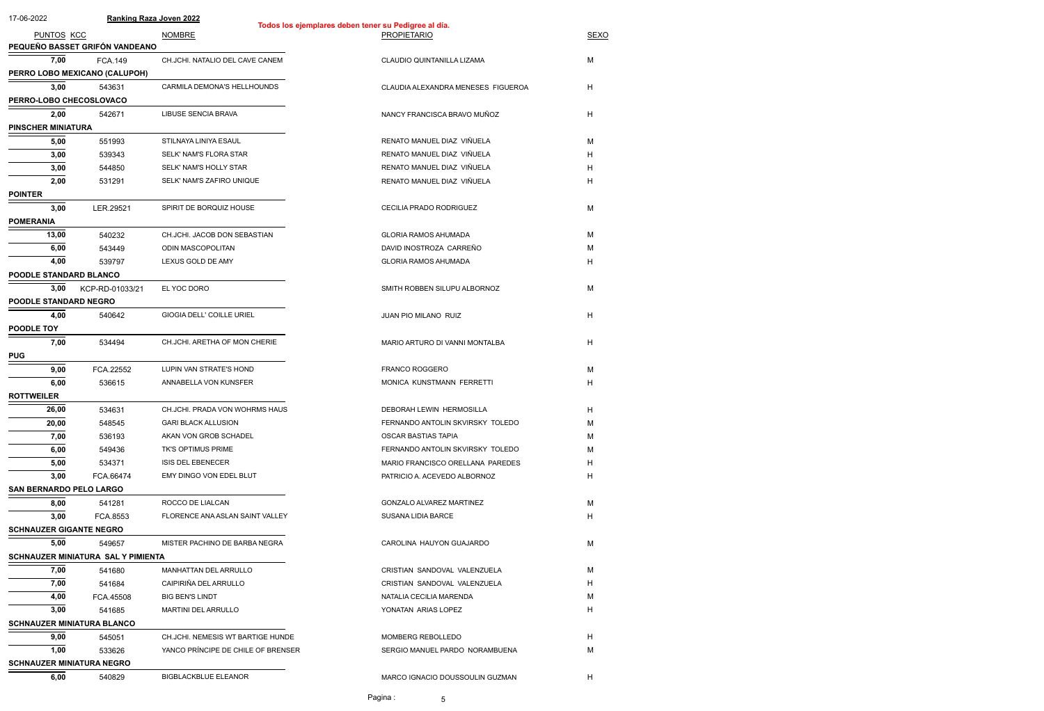17-06-2022 **Ranking Raza Joven 2022**

**Todos los ejemplares deben tener su Pedigree al día.**

| PUNTOS | KCC | NOMBRE | PROPIETARIO | SEXO |
|---|---|---|---|---|
| **PEQUEÑO BASSET GRIFÓN VANDEANO** | | | | |
| 7,00 | FCA.149 | CH.JCHI. NATALIO DEL CAVE CANEM | CLAUDIO QUINTANILLA LIZAMA | M |
| **PERRO LOBO MEXICANO (CALUPOH)** | | | | |
| 3,00 | 543631 | CARMILA DEMONA'S HELLHOUNDS | CLAUDIA ALEXANDRA MENESES FIGUEROA | H |
| **PERRO-LOBO CHECOSLOVACO** | | | | |
| 2,00 | 542671 | LIBUSE SENCIA BRAVA | NANCY FRANCISCA BRAVO MUÑOZ | H |
| **PINSCHER MINIATURA** | | | | |
| 5,00 | 551993 | STILNAYA LINIYA ESAUL | RENATO MANUEL DIAZ VIÑUELA | M |
| 3,00 | 539343 | SELK' NAM'S FLORA STAR | RENATO MANUEL DIAZ VIÑUELA | H |
| 3,00 | 544850 | SELK' NAM'S HOLLY STAR | RENATO MANUEL DIAZ VIÑUELA | H |
| 2,00 | 531291 | SELK' NAM'S ZAFIRO UNIQUE | RENATO MANUEL DIAZ VIÑUELA | H |
| **POINTER** | | | | |
| 3,00 | LER.29521 | SPIRIT DE BORQUIZ HOUSE | CECILIA PRADO RODRIGUEZ | M |
| **POMERANIA** | | | | |
| 13,00 | 540232 | CH.JCHI. JACOB DON SEBASTIAN | GLORIA RAMOS AHUMADA | M |
| 6,00 | 543449 | ODIN MASCOPOLITAN | DAVID INOSTROZA CARREÑO | M |
| 4,00 | 539797 | LEXUS GOLD DE AMY | GLORIA RAMOS AHUMADA | H |
| **POODLE STANDARD BLANCO** | | | | |
| 3,00 | KCP-RD-01033/21 | EL YOC DORO | SMITH ROBBEN SILUPU ALBORNOZ | M |
| **POODLE STANDARD NEGRO** | | | | |
| 4,00 | 540642 | GIOGIA DELL' COILLE URIEL | JUAN PIO MILANO RUIZ | H |
| **POODLE TOY** | | | | |
| 7,00 | 534494 | CH.JCHI. ARETHA OF MON CHERIE | MARIO ARTURO DI VANNI MONTALBA | H |
| **PUG** | | | | |
| 9,00 | FCA.22552 | LUPIN VAN STRATE'S HOND | FRANCO ROGGERO | M |
| 6,00 | 536615 | ANNABELLA VON KUNSFER | MONICA KUNSTMANN FERRETTI | H |
| **ROTTWEILER** | | | | |
| 26,00 | 534631 | CH.JCHI. PRADA VON WOHRMS HAUS | DEBORAH LEWIN HERMOSILLA | H |
| 20,00 | 548545 | GARI BLACK ALLUSION | FERNANDO ANTOLIN SKVIRSKY TOLEDO | M |
| 7,00 | 536193 | AKAN VON GROB SCHADEL | OSCAR BASTIAS TAPIA | M |
| 6,00 | 549436 | TK'S OPTIMUS PRIME | FERNANDO ANTOLIN SKVIRSKY TOLEDO | M |
| 5,00 | 534371 | ISIS DEL EBENECER | MARIO FRANCISCO ORELLANA PAREDES | H |
| 3,00 | FCA.66474 | EMY DINGO VON EDEL BLUT | PATRICIO A. ACEVEDO ALBORNOZ | H |
| **SAN BERNARDO PELO LARGO** | | | | |
| 8,00 | 541281 | ROCCO DE LIALCAN | GONZALO ALVAREZ MARTINEZ | M |
| 3,00 | FCA.8553 | FLORENCE ANA ASLAN SAINT VALLEY | SUSANA LIDIA BARCE | H |
| **SCHNAUZER GIGANTE NEGRO** | | | | |
| 5,00 | 549657 | MISTER PACHINO DE BARBA NEGRA | CAROLINA HAUYON GUAJARDO | M |
| **SCHNAUZER MINIATURA SAL Y PIMIENTA** | | | | |
| 7,00 | 541680 | MANHATTAN DEL ARRULLO | CRISTIAN SANDOVAL VALENZUELA | M |
| 7,00 | 541684 | CAIPIRIÑA DEL ARRULLO | CRISTIAN SANDOVAL VALENZUELA | H |
| 4,00 | FCA.45508 | BIG BEN'S LINDT | NATALIA CECILIA MARENDA | M |
| 3,00 | 541685 | MARTINI DEL ARRULLO | YONATAN ARIAS LOPEZ | H |
| **SCHNAUZER MINIATURA BLANCO** | | | | |
| 9,00 | 545051 | CH.JCHI. NEMESIS WT BARTIGE HUNDE | MOMBERG REBOLLEDO | H |
| 1,00 | 533626 | YANCO PRÍNCIPE DE CHILE OF BRENSER | SERGIO MANUEL PARDO NORAMBUENA | M |
| **SCHNAUZER MINIATURA NEGRO** | | | | |
| 6,00 | 540829 | BIGBLACKBLUE ELEANOR | MARCO IGNACIO DOUSSOULIN GUZMAN | H |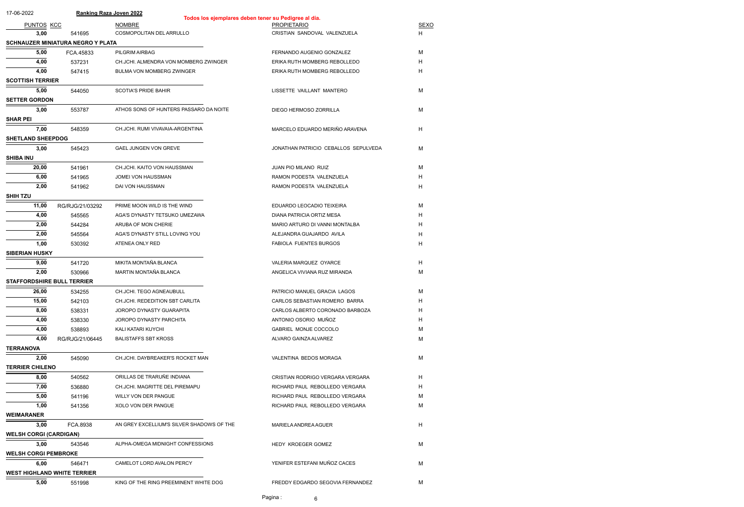Ranking Raza Joven 2022

**Todos los ejemplares deben tener su Pedigree al día.**

| PUNTOS | KCC | NOMBRE | PROPIETARIO | SEXO |
|---|---|---|---|---|
| 3,00 | 541695 | COSMOPOLITAN DEL ARRULLO | CRISTIAN SANDOVAL VALENZUELA | H |
| **SCHNAUZER MINIATURA NEGRO Y PLATA** | | | | |
| 5,00 | FCA.45833 | PILGRIM AIRBAG | FERNANDO AUGENIO GONZALEZ | M |
| 4,00 | 537231 | CH.JCHI. ALMENDRA VON MOMBERG ZWINGER | ERIKA RUTH MOMBERG REBOLLEDO | H |
| 4,00 | 547415 | BULMA VON MOMBERG ZWINGER | ERIKA RUTH MOMBERG REBOLLEDO | H |
| **SCOTTISH TERRIER** | | | | |
| 5,00 | 544050 | SCOTIA'S PRIDE BAHIR | LISSETTE VAILLANT MANTERO | M |
| **SETTER GORDON** | | | | |
| 3,00 | 553787 | ATHOS SONS OF HUNTERS PASSARO DA NOITE | DIEGO HERMOSO ZORRILLA | M |
| **SHAR PEI** | | | | |
| 7,00 | 548359 | CH.JCHI. RUMI VIVAVAIA-ARGENTINA | MARCELO EDUARDO MERIÑO ARAVENA | H |
| **SHETLAND SHEEPDOG** | | | | |
| 3,00 | 545423 | GAEL JUNGEN VON GREVE | JONATHAN PATRICIO CEBALLOS SEPULVEDA | M |
| **SHIBA INU** | | | | |
| 20,00 | 541961 | CH.JCHI. KAITO VON HAUSSMAN | JUAN PIO MILANO RUIZ | M |
| 6,00 | 541965 | JOMEI VON HAUSSMAN | RAMON PODESTA VALENZUELA | H |
| 2,00 | 541962 | DAI VON HAUSSMAN | RAMON PODESTA VALENZUELA | H |
| **SHIH TZU** | | | | |
| 11,00 | RG/RJG/21/03292 | PRIME MOON WILD IS THE WIND | EDUARDO LEOCADIO TEIXEIRA | M |
| 4,00 | 545565 | AGA'S DYNASTY TETSUKO UMEZAWA | DIANA PATRICIA ORTIZ MESA | H |
| 2,00 | 544284 | ARUBA OF MON CHERIE | MARIO ARTURO DI VANNI MONTALBA | H |
| 2,00 | 545564 | AGA'S DYNASTY STILL LOVING YOU | ALEJANDRA GUAJARDO AVILA | H |
| 1,00 | 530392 | ATENEA ONLY RED | FABIOLA FUENTES BURGOS | H |
| **SIBERIAN HUSKY** | | | | |
| 9,00 | 541720 | MIKITA MONTAÑA BLANCA | VALERIA MARQUEZ OYARCE | H |
| 2,00 | 530966 | MARTIN MONTAÑA BLANCA | ANGELICA VIVIANA RUZ MIRANDA | M |
| **STAFFORDSHIRE BULL TERRIER** | | | | |
| 26,00 | 534255 | CH.JCHI. TEGO AGNEAUBULL | PATRICIO MANUEL GRACIA LAGOS | M |
| 15,00 | 542103 | CH.JCHI. REDEDITION SBT CARLITA | CARLOS SEBASTIAN ROMERO BARRA | H |
| 8,00 | 538331 | JOROPO DYNASTY GUARAPITA | CARLOS ALBERTO CORONADO BARBOZA | H |
| 4,00 | 538330 | JOROPO DYNASTY PARCHITA | ANTONIO OSORIO MUÑOZ | H |
| 4,00 | 538893 | KALI KATARI KUYCHI | GABRIEL MONJE COCCOLO | M |
| 4,00 | RG/RJG/21/06445 | BALISTAFFS SBT KROSS | ALVARO GAINZA ALVAREZ | M |
| **TERRANOVA** | | | | |
| 2,00 | 545090 | CH.JCHI. DAYBREAKER'S ROCKET MAN | VALENTINA BEDOS MORAGA | M |
| **TERRIER CHILENO** | | | | |
| 8,00 | 540562 | ORILLAS DE TRARUÑE INDIANA | CRISTIAN RODRIGO VERGARA VERGARA | H |
| 7,00 | 536880 | CH.JCHI. MAGRITTE DEL PIREMAPU | RICHARD PAUL REBOLLEDO VERGARA | H |
| 5,00 | 541196 | WILLY VON DER PANGUE | RICHARD PAUL REBOLLEDO VERGARA | M |
| 1,00 | 541356 | XOLO VON DER PANGUE | RICHARD PAUL REBOLLEDO VERGARA | M |
| **WEIMARANER** | | | | |
| 3,00 | FCA.8938 | AN GREY EXCELLIUM'S SILVER SHADOWS OF THE | MARIELA ANDREA AGUER | H |
| **WELSH CORGI (CARDIGAN)** | | | | |
| 3,00 | 543546 | ALPHA-OMEGA MIDNIGHT CONFESSIONS | HEDY KROEGER GOMEZ | M |
| **WELSH CORGI PEMBROKE** | | | | |
| 6,00 | 546471 | CAMELOT LORD AVALON PERCY | YENIFER ESTEFANI MUÑOZ CACES | M |
| **WEST HIGHLAND WHITE TERRIER** | | | | |
| 5,00 | 551998 | KING OF THE RING PREEMINENT WHITE DOG | FREDDY EDGARDO SEGOVIA FERNANDEZ | M |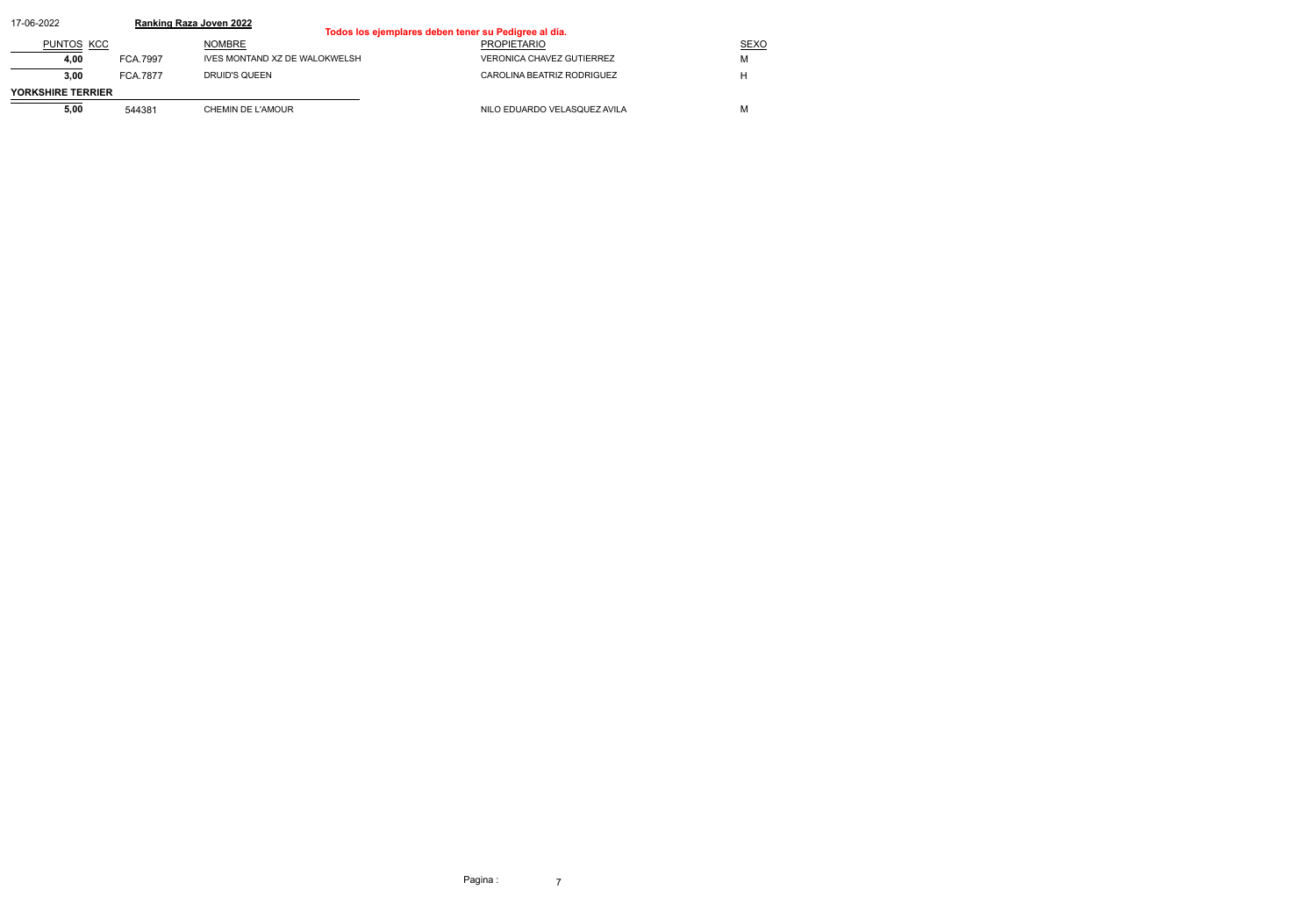17-06-2022

**Ranking Raza Joven 2022**

**Todos los ejemplares deben tener su Pedigree al día.**

| PUNTOS | KCC | NOMBRE | PROPIETARIO | SEXO |
|---|---|---|---|---|
| **4,00** | FCA.7997 | IVES MONTAND XZ DE WALOKWELSH | VERONICA CHAVEZ GUTIERREZ | M |
| **3,00** | FCA.7877 | DRUID'S QUEEN | CAROLINA BEATRIZ RODRIGUEZ | H |

**YORKSHIRE TERRIER**

| PUNTOS | KCC | NOMBRE | PROPIETARIO | SEXO |
|---|---|---|---|---|
| **5,00** | 544381 | CHEMIN DE L'AMOUR | NILO EDUARDO VELASQUEZ AVILA | M |